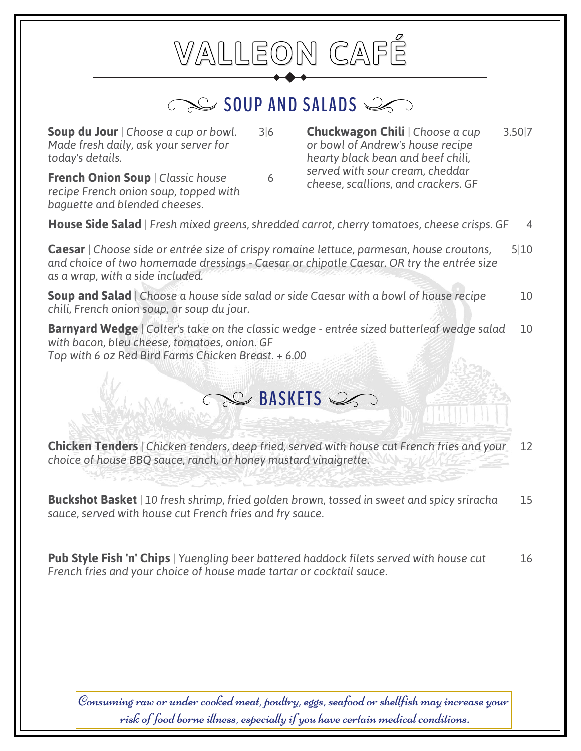# VALLEON CAFÉ

## SOUP AND SALADS

**Soup du Jour** | *Choose a cup or bowl. Made fresh daily, ask your server for today's details.* 3|6

**French Onion Soup** | *Classic house recipe French onion soup, topped with baguette and blended cheeses.* 6

**Chuckwagon Chili** | *Choose a cup or bowl of Andrew's house recipe hearty black bean and beef chili, served with sour cream, cheddar cheese, scallions, and crackers. GF* 3.50|7

**House Side Salad** | *Fresh mixed greens, shredded carrot, cherry tomatoes, cheese crisps. GF* 4

**Caesar** | *Choose side or entrée size of crispy romaine lettuce, parmesan, house croutons, and choice of two homemade dressings - Caesar or chipotle Caesar. OR try the entrée size as a wrap, with a side included.* 5|10

**Soup and Salad** | *Choose a house side salad or side Caesar with a bowl of house recipe chili, French onion soup, or soup du jour.* 10

**Barnyard Wedge** | *Colter's take on the classic wedge - entrée sized butterleaf wedge salad with bacon, bleu cheese, tomatoes, onion. GF*
*Top with 6 oz Red Bird Farms Chicken Breast. + 6.00* 10

## BASKETS

**Chicken Tenders** | *Chicken tenders, deep fried, served with house cut French fries and your choice of house BBQ sauce, ranch, or honey mustard vinaigrette.* 12

**Buckshot Basket** | *10 fresh shrimp, fried golden brown, tossed in sweet and spicy sriracha sauce, served with house cut French fries and fry sauce.* 15

**Pub Style Fish 'n' Chips** | *Yuengling beer battered haddock filets served with house cut French fries and your choice of house made tartar or cocktail sauce.* 16

*Consuming raw or under cooked meat, poultry, eggs, seafood or shellfish may increase your risk of food borne illness, especially if you have certain medical conditions.*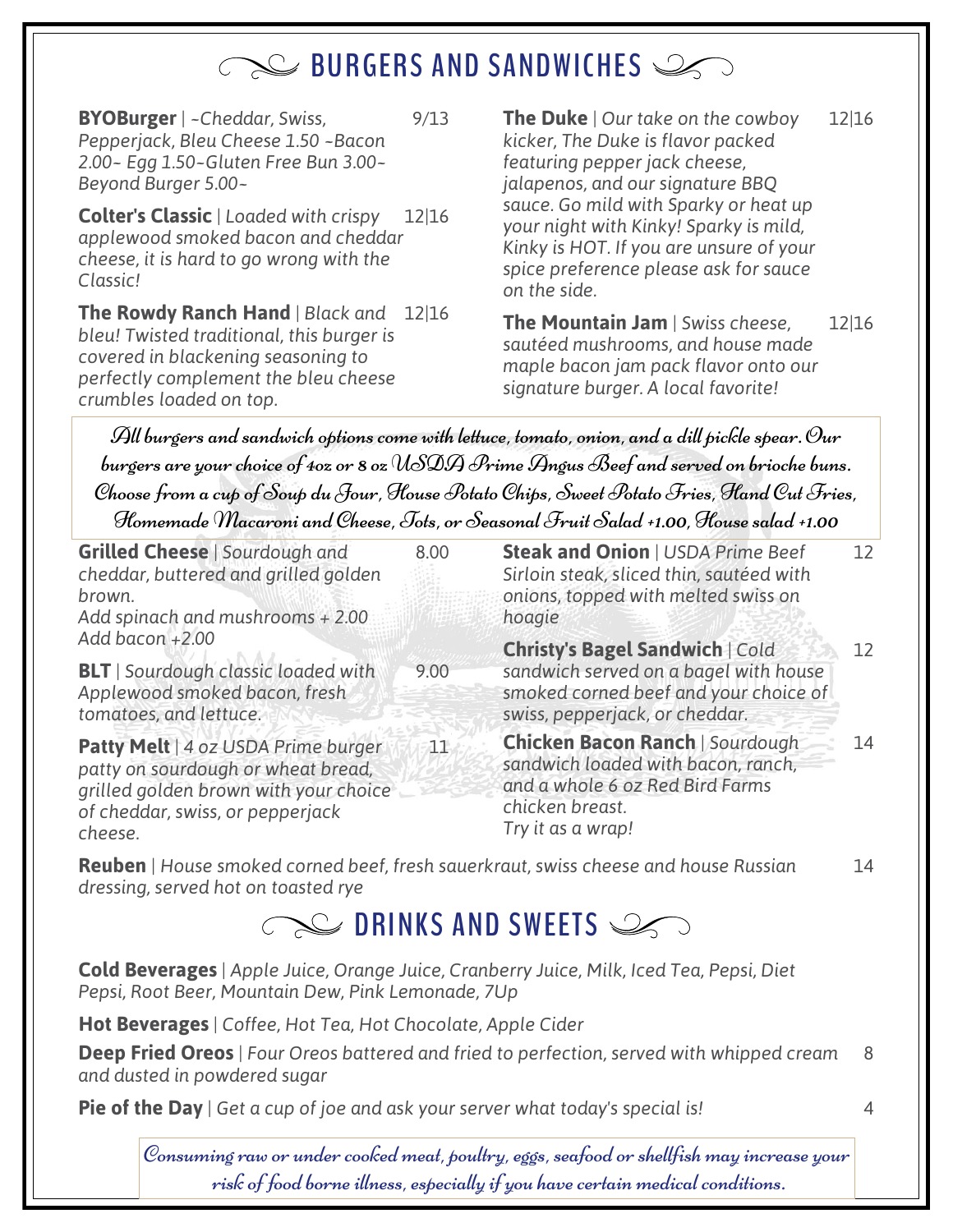# BURGERS AND SANDWICHES

**BYOBurger** | *~Cheddar, Swiss, Pepperjack, Bleu Cheese 1.50 ~Bacon 2.00~ Egg 1.50~Gluten Free Bun 3.00~ Beyond Burger 5.00~* 9/13

**Colter's Classic** | *Loaded with crispy applewood smoked bacon and cheddar cheese, it is hard to go wrong with the Classic!* 12|16

**The Rowdy Ranch Hand** | *Black and bleu! Twisted traditional, this burger is covered in blackening seasoning to perfectly complement the bleu cheese crumbles loaded on top.* 12|16

**The Duke** | *Our take on the cowboy kicker, The Duke is flavor packed featuring pepper jack cheese, jalapenos, and our signature BBQ sauce. Go mild with Sparky or heat up your night with Kinky! Sparky is mild, Kinky is HOT. If you are unsure of your spice preference please ask for sauce on the side.* 12|16

**The Mountain Jam** | *Swiss cheese, sautéed mushrooms, and house made maple bacon jam pack flavor onto our signature burger. A local favorite!* 12|16

*All burgers and sandwich options come with lettuce, tomato, onion, and a dill pickle spear. Our burgers are your choice of 4oz or 8 oz USDA Prime Angus Beef and served on brioche buns. Choose from a cup of Soup du Jour, House Potato Chips, Sweet Potato Fries, Hand Cut Fries, Homemade Macaroni and Cheese, Tots, or Seasonal Fruit Salad +1.00, House salad +1.00*

**Grilled Cheese** | *Sourdough and cheddar, buttered and grilled golden brown.*
*Add spinach and mushrooms + 2.00*
*Add bacon +2.00* 8.00

**BLT** | *Sourdough classic loaded with Applewood smoked bacon, fresh tomatoes, and lettuce.* 9.00

**Patty Melt** | *4 oz USDA Prime burger patty on sourdough or wheat bread, grilled golden brown with your choice of cheddar, swiss, or pepperjack cheese.* 11

**Steak and Onion** | *USDA Prime Beef Sirloin steak, sliced thin, sautéed with onions, topped with melted swiss on hoagie* 12

**Christy's Bagel Sandwich** | *Cold sandwich served on a bagel with house smoked corned beef and your choice of swiss, pepperjack, or cheddar.* 12

**Chicken Bacon Ranch** | *Sourdough sandwich loaded with bacon, ranch, and a whole 6 oz Red Bird Farms chicken breast.*
*Try it as a wrap!* 14

**Reuben** | *House smoked corned beef, fresh sauerkraut, swiss cheese and house Russian dressing, served hot on toasted rye* 14

# DRINKS AND SWEETS

**Cold Beverages** | *Apple Juice, Orange Juice, Cranberry Juice, Milk, Iced Tea, Pepsi, Diet Pepsi, Root Beer, Mountain Dew, Pink Lemonade, 7Up*

**Hot Beverages** | *Coffee, Hot Tea, Hot Chocolate, Apple Cider*

**Deep Fried Oreos** | *Four Oreos battered and fried to perfection, served with whipped cream and dusted in powdered sugar* 8

**Pie of the Day** | *Get a cup of joe and ask your server what today's special is!* 4

*Consuming raw or under cooked meat, poultry, eggs, seafood or shellfish may increase your risk of food borne illness, especially if you have certain medical conditions.*